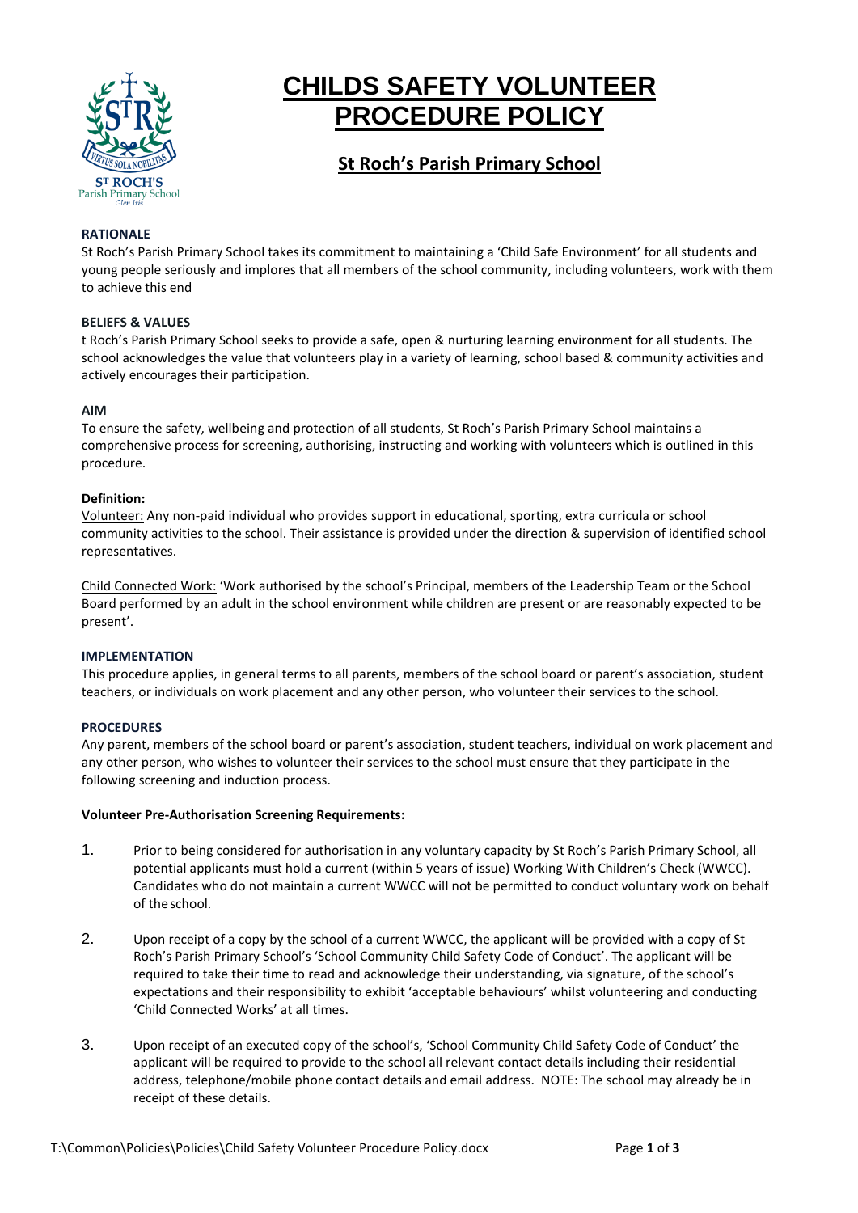# CHILDS SAFETY VOLUNTEER PROCEDURE POLICY

## St Roch's Parish Primary School

**RATIONALE**

St Roch's Parish Primary School takes its commitment to maintaining a 'Child Safe Environment' for all students and young people seriously and implores that all members of the school community, including volunteers, work with them to achieve this end

**BELIEFS & VALUES**

t Roch's Parish Primary School seeks to provide a safe, open & nurturing learning environment for all students. The school acknowledges the value that volunteers play in a variety of learning, school based & community activities and actively encourages their participation.

**AIM**

To ensure the safety, wellbeing and protection of all students, St Roch's Parish Primary School maintains a comprehensive process for screening, authorising, instructing and working with volunteers which is outlined in this procedure.

**Definition:**

Volunteer: Any non-paid individual who provides support in educational, sporting, extra curricula or school community activities to the school. Their assistance is provided under the direction & supervision of identified school representatives.

Child Connected Work: 'Work authorised by the school's Principal, members of the Leadership Team or the School Board performed by an adult in the school environment while children are present or are reasonably expected to be present'.

**IMPLEMENTATION**

This procedure applies, in general terms to all parents, members of the school board or parent's association, student teachers, or individuals on work placement and any other person, who volunteer their services to the school.

**PROCEDURES**

Any parent, members of the school board or parent's association, student teachers, individual on work placement and any other person, who wishes to volunteer their services to the school must ensure that they participate in the following screening and induction process.

**Volunteer Pre-Authorisation Screening Requirements:**

1. Prior to being considered for authorisation in any voluntary capacity by St Roch's Parish Primary School, all potential applicants must hold a current (within 5 years of issue) Working With Children's Check (WWCC). Candidates who do not maintain a current WWCC will not be permitted to conduct voluntary work on behalf of the school.

2. Upon receipt of a copy by the school of a current WWCC, the applicant will be provided with a copy of St Roch's Parish Primary School's 'School Community Child Safety Code of Conduct'. The applicant will be required to take their time to read and acknowledge their understanding, via signature, of the school's expectations and their responsibility to exhibit 'acceptable behaviours' whilst volunteering and conducting 'Child Connected Works' at all times.

3. Upon receipt of an executed copy of the school's, 'School Community Child Safety Code of Conduct' the applicant will be required to provide to the school all relevant contact details including their residential address, telephone/mobile phone contact details and email address. NOTE: The school may already be in receipt of these details.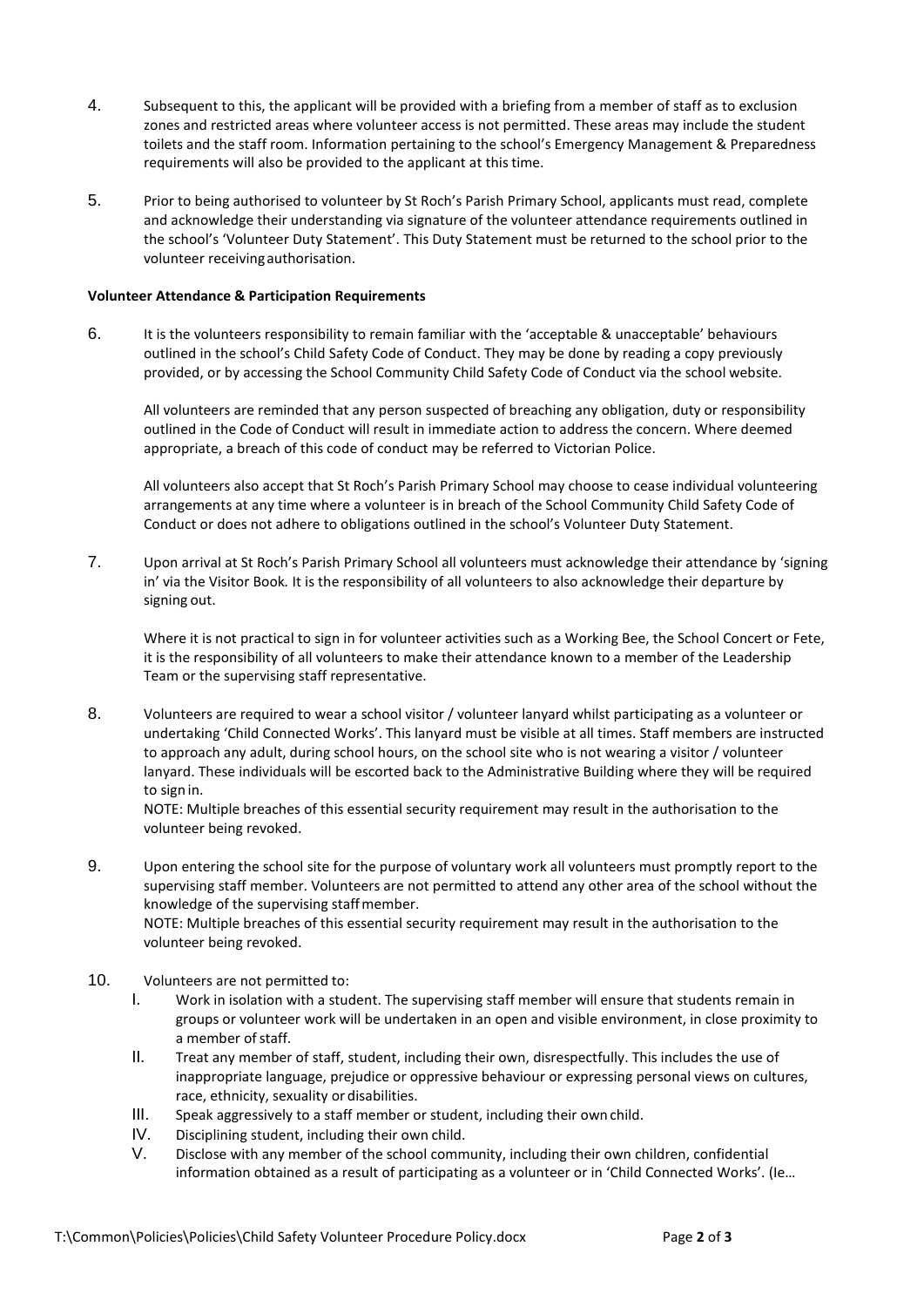4. Subsequent to this, the applicant will be provided with a briefing from a member of staff as to exclusion zones and restricted areas where volunteer access is not permitted. These areas may include the student toilets and the staff room. Information pertaining to the school's Emergency Management & Preparedness requirements will also be provided to the applicant at this time.

5. Prior to being authorised to volunteer by St Roch's Parish Primary School, applicants must read, complete and acknowledge their understanding via signature of the volunteer attendance requirements outlined in the school's 'Volunteer Duty Statement'. This Duty Statement must be returned to the school prior to the volunteer receiving authorisation.

**Volunteer Attendance & Participation Requirements**

6. It is the volunteers responsibility to remain familiar with the 'acceptable & unacceptable' behaviours outlined in the school's Child Safety Code of Conduct. They may be done by reading a copy previously provided, or by accessing the School Community Child Safety Code of Conduct via the school website.

   All volunteers are reminded that any person suspected of breaching any obligation, duty or responsibility outlined in the Code of Conduct will result in immediate action to address the concern. Where deemed appropriate, a breach of this code of conduct may be referred to Victorian Police.

   All volunteers also accept that St Roch's Parish Primary School may choose to cease individual volunteering arrangements at any time where a volunteer is in breach of the School Community Child Safety Code of Conduct or does not adhere to obligations outlined in the school's Volunteer Duty Statement.

7. Upon arrival at St Roch's Parish Primary School all volunteers must acknowledge their attendance by 'signing in' via the Visitor Book. It is the responsibility of all volunteers to also acknowledge their departure by signing out.

   Where it is not practical to sign in for volunteer activities such as a Working Bee, the School Concert or Fete, it is the responsibility of all volunteers to make their attendance known to a member of the Leadership Team or the supervising staff representative.

8. Volunteers are required to wear a school visitor / volunteer lanyard whilst participating as a volunteer or undertaking 'Child Connected Works'. This lanyard must be visible at all times. Staff members are instructed to approach any adult, during school hours, on the school site who is not wearing a visitor / volunteer lanyard. These individuals will be escorted back to the Administrative Building where they will be required to sign in.
   NOTE: Multiple breaches of this essential security requirement may result in the authorisation to the volunteer being revoked.

9. Upon entering the school site for the purpose of voluntary work all volunteers must promptly report to the supervising staff member. Volunteers are not permitted to attend any other area of the school without the knowledge of the supervising staff member.
   NOTE: Multiple breaches of this essential security requirement may result in the authorisation to the volunteer being revoked.

10. Volunteers are not permitted to:
    I. Work in isolation with a student. The supervising staff member will ensure that students remain in groups or volunteer work will be undertaken in an open and visible environment, in close proximity to a member of staff.
    II. Treat any member of staff, student, including their own, disrespectfully. This includes the use of inappropriate language, prejudice or oppressive behaviour or expressing personal views on cultures, race, ethnicity, sexuality or disabilities.
    III. Speak aggressively to a staff member or student, including their own child.
    IV. Disciplining student, including their own child.
    V. Disclose with any member of the school community, including their own children, confidential information obtained as a result of participating as a volunteer or in 'Child Connected Works'. (Ie…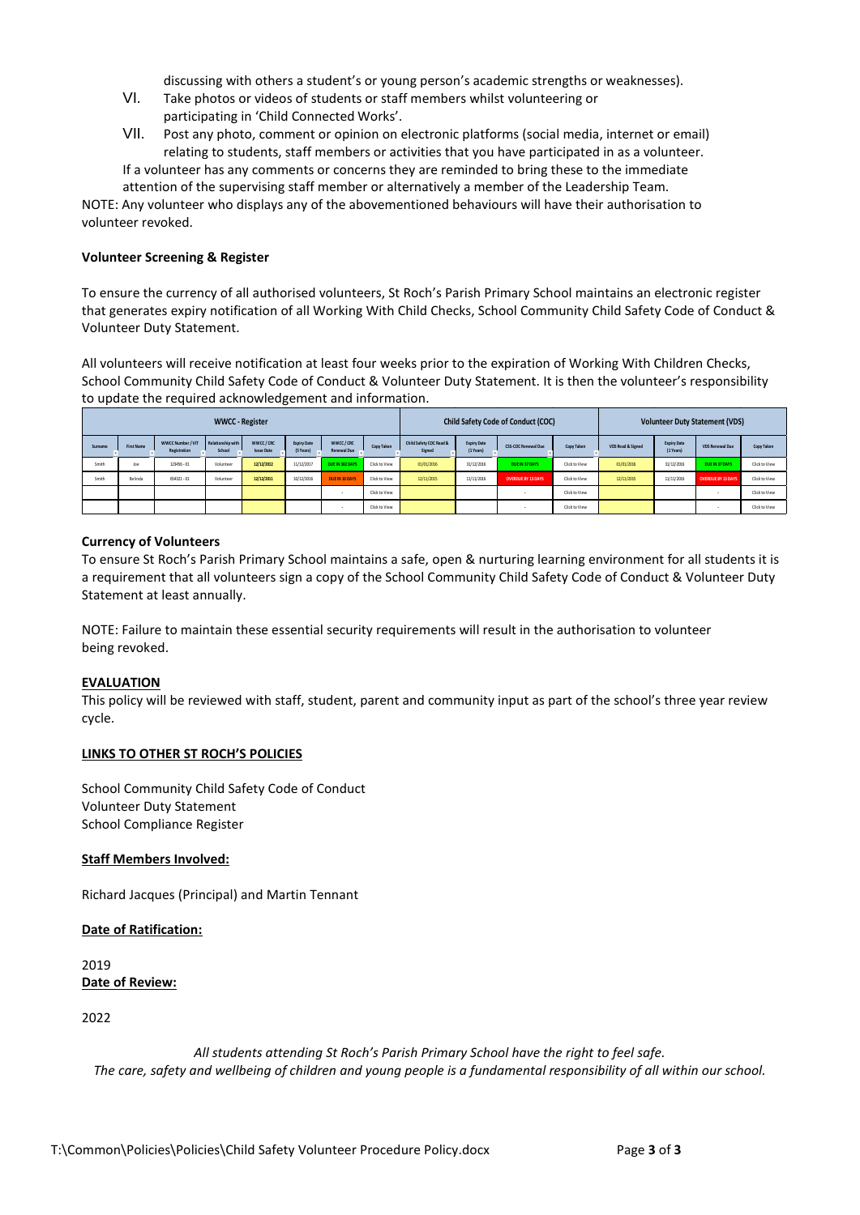discussing with others a student's or young person's academic strengths or weaknesses).

VI. Take photos or videos of students or staff members whilst volunteering or participating in 'Child Connected Works'.

VII. Post any photo, comment or opinion on electronic platforms (social media, internet or email) relating to students, staff members or activities that you have participated in as a volunteer.

If a volunteer has any comments or concerns they are reminded to bring these to the immediate attention of the supervising staff member or alternatively a member of the Leadership Team.

NOTE: Any volunteer who displays any of the abovementioned behaviours will have their authorisation to volunteer revoked.

**Volunteer Screening & Register**

To ensure the currency of all authorised volunteers, St Roch's Parish Primary School maintains an electronic register that generates expiry notification of all Working With Child Checks, School Community Child Safety Code of Conduct & Volunteer Duty Statement.

All volunteers will receive notification at least four weeks prior to the expiration of Working With Children Checks, School Community Child Safety Code of Conduct & Volunteer Duty Statement. It is then the volunteer's responsibility to update the required acknowledgement and information.

| WWCC - Register | | | | | | | | Child Safety Code of Conduct (COC) | | | | Volunteer Duty Statement (VDS) | | | |
|---|---|---|---|---|---|---|---|---|---|---|---|---|---|---|---|
| Surname | First Name | WWCC Number / VIT Registration | Relationship with School | WWCC / CRC Issue Date | Expiry Date (5 Years) | WWCC / CRC Renewal Due | Copy Taken | Child Safety COC Read & Signed | Expiry Date (1 Years) | CSS-COC Renewal Due | Copy Taken | VDS Read & Signed | Expiry Date (1 Years) | VDS Renewal Due | Copy Taken |
| Smith | Joe | 123456 - 01 | Volunteer | 12/12/2012 | 11/12/2017 | DUE IN 382 DAYS | Click to View | 01/01/2016 | 31/12/2016 | DUE IN 37 DAYS | Click to View | 01/01/2016 | 31/12/2016 | DUE IN 37 DAYS | Click to View |
| Smith | Belinda | 654321 - 01 | Volunteer | 12/12/2011 | 10/12/2016 | DUE IN 16 DAYS | Click to View | 12/11/2015 | 11/11/2016 | OVERDUE BY 13 DAYS | Click to View | 12/11/2015 | 11/11/2016 | OVERDUE BY 13 DAYS | Click to View |
| | | | | | | - | Click to View | | | - | Click to View | | | - | Click to View |
| | | | | | | - | Click to View | | | - | Click to View | | | - | Click to View |

**Currency of Volunteers**

To ensure St Roch's Parish Primary School maintains a safe, open & nurturing learning environment for all students it is a requirement that all volunteers sign a copy of the School Community Child Safety Code of Conduct & Volunteer Duty Statement at least annually.

NOTE: Failure to maintain these essential security requirements will result in the authorisation to volunteer being revoked.

**EVALUATION**

This policy will be reviewed with staff, student, parent and community input as part of the school's three year review cycle.

**LINKS TO OTHER ST ROCH'S POLICIES**

School Community Child Safety Code of Conduct
Volunteer Duty Statement
School Compliance Register

**Staff Members Involved:**

Richard Jacques (Principal) and Martin Tennant

**Date of Ratification:**

2019

**Date of Review:**

2022

*All students attending St Roch's Parish Primary School have the right to feel safe.*
*The care, safety and wellbeing of children and young people is a fundamental responsibility of all within our school.*

T:\Common\Policies\Policies\Child Safety Volunteer Procedure Policy.docx